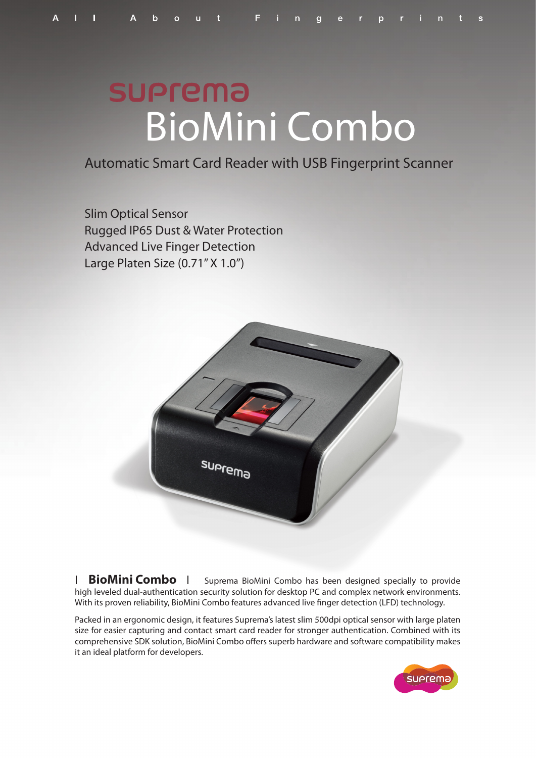All About Fingerprints

suprema

# BioMini Combo

## Automatic Smart Card Reader with USB Fingerprint Scanner

Slim Optical Sensor
Rugged IP65 Dust & Water Protection
Advanced Live Finger Detection
Large Platen Size (0.71" X 1.0")

| **BioMini Combo** | Suprema BioMini Combo has been designed specially to provide high leveled dual-authentication security solution for desktop PC and complex network environments. With its proven reliability, BioMini Combo features advanced live finger detection (LFD) technology.

Packed in an ergonomic design, it features Suprema's latest slim 500dpi optical sensor with large platen size for easier capturing and contact smart card reader for stronger authentication. Combined with its comprehensive SDK solution, BioMini Combo offers superb hardware and software compatibility makes it an ideal platform for developers.

suprema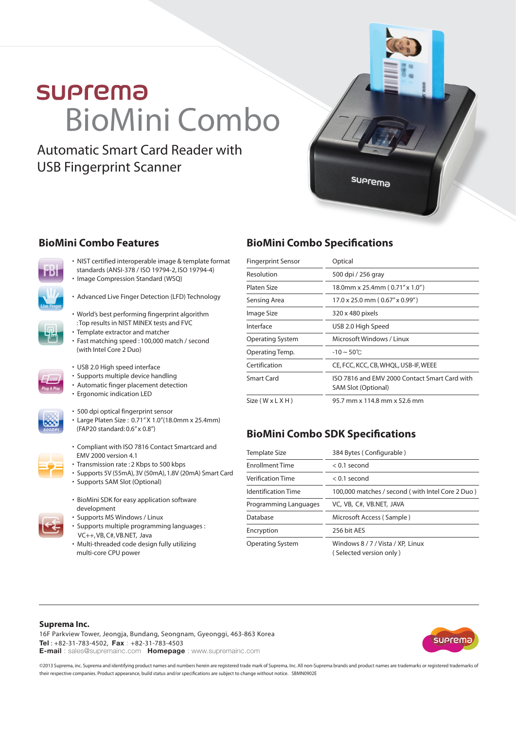# suprema BioMini Combo

## Automatic Smart Card Reader with USB Fingerprint Scanner

## BioMini Combo Features

- NIST certified interoperable image & template format standards (ANSI-378 / ISO 19794-2, ISO 19794-4)
- Image Compression Standard (WSQ)

- Advanced Live Finger Detection (LFD) Technology

- World's best performing fingerprint algorithm :Top results in NIST MINEX tests and FVC
- Template extractor and matcher
- Fast matching speed : 100,000 match / second (with Intel Core 2 Duo)

- USB 2.0 High speed interface
- Supports multiple device handling
- Automatic finger placement detection
- Ergonomic indication LED

- 500 dpi optical fingerprint sensor
- Large Platen Size : 0.71" X 1.0"(18.0mm x 25.4mm) (FAP20 standard: 0.6" x 0.8")

- Compliant with ISO 7816 Contact Smartcard and EMV 2000 version 4.1
- Transmission rate : 2 Kbps to 500 kbps
- Supports 5V (55mA), 3V (50mA), 1.8V (20mA) Smart Card
- Supports SAM Slot (Optional)

- BioMini SDK for easy application software development
- Supports MS Windows / Linux
- Supports multiple programming languages : VC++, VB, C#, VB.NET, Java
- Multi-threaded code design fully utilizing multi-core CPU power

## BioMini Combo Specifications

| | |
|---|---|
| Fingerprint Sensor | Optical |
| Resolution | 500 dpi / 256 gray |
| Platen Size | 18.0mm x 25.4mm ( 0.71" x 1.0" ) |
| Sensing Area | 17.0 x 25.0 mm ( 0.67" x 0.99" ) |
| Image Size | 320 x 480 pixels |
| Interface | USB 2.0 High Speed |
| Operating System | Microsoft Windows / Linux |
| Operating Temp. | -10 ~ 50℃ |
| Certification | CE, FCC, KCC, CB, WHQL, USB-IF, WEEE |
| Smart Card | ISO 7816 and EMV 2000 Contact Smart Card with SAM Slot (Optional) |
| Size ( W x L X H ) | 95.7 mm x 114.8 mm x 52.6 mm |

## BioMini Combo SDK Specifications

| | |
|---|---|
| Template Size | 384 Bytes ( Configurable ) |
| Enrollment Time | < 0.1 second |
| Verification Time | < 0.1 second |
| Identification Time | 100,000 matches / second ( with Intel Core 2 Duo ) |
| Programming Languages | VC, VB, C#, VB.NET, JAVA |
| Database | Microsoft Access ( Sample ) |
| Encryption | 256 bit AES |
| Operating System | Windows 8 / 7 / Vista / XP, Linux ( Selected version only ) |

**Suprema Inc.**
16F Parkview Tower, Jeongja, Bundang, Seongnam, Gyeonggi, 463-863 Korea
**Tel** : +82-31-783-4502, **Fax** : +82-31-783-4503
**E-mail** : sales@supremainc.com **Homepage** : www.supremainc.com

©2013 Suprema, inc. Suprema and identifying product names and numbers herein are registered trade mark of Suprema, Inc. All non-Suprema brands and product names are trademarks or registered trademarks of their respective companies. Product appearance, build status and/or specifications are subject to change without notice. SBMN0902E